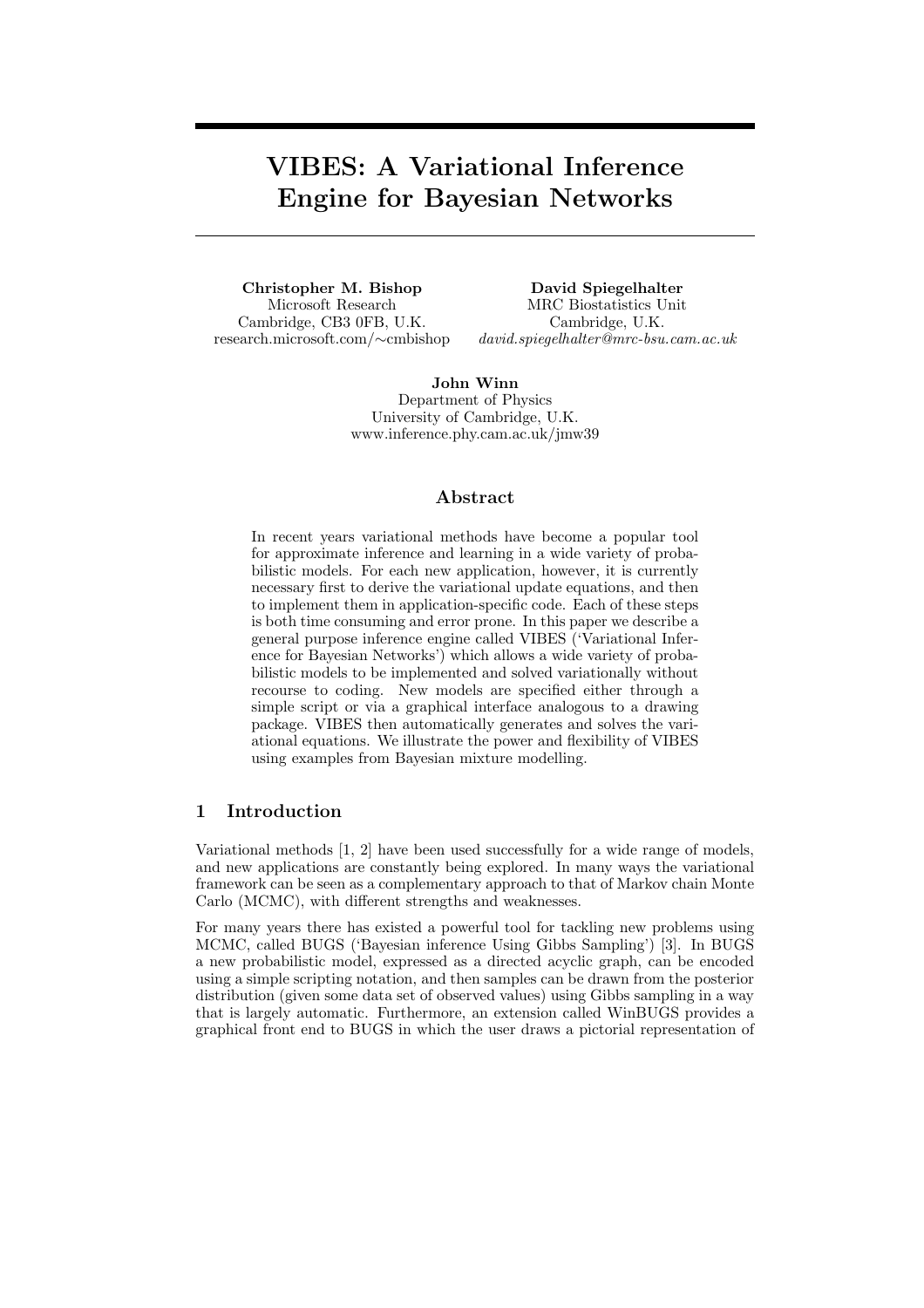# VIBES: A Variational Inference Engine for Bayesian Networks

**Christopher M. Bishop**
Microsoft Research
Cambridge, CB3 0FB, U.K.
research.microsoft.com/∼cmbishop

**David Spiegelhalter**
MRC Biostatistics Unit
Cambridge, U.K.
*david.spiegelhalter@mrc-bsu.cam.ac.uk*

**John Winn**
Department of Physics
University of Cambridge, U.K.
www.inference.phy.cam.ac.uk/jmw39

## Abstract

In recent years variational methods have become a popular tool for approximate inference and learning in a wide variety of probabilistic models. For each new application, however, it is currently necessary first to derive the variational update equations, and then to implement them in application-specific code. Each of these steps is both time consuming and error prone. In this paper we describe a general purpose inference engine called VIBES ('Variational Inference for Bayesian Networks') which allows a wide variety of probabilistic models to be implemented and solved variationally without recourse to coding. New models are specified either through a simple script or via a graphical interface analogous to a drawing package. VIBES then automatically generates and solves the variational equations. We illustrate the power and flexibility of VIBES using examples from Bayesian mixture modelling.

## 1 Introduction

Variational methods [1, 2] have been used successfully for a wide range of models, and new applications are constantly being explored. In many ways the variational framework can be seen as a complementary approach to that of Markov chain Monte Carlo (MCMC), with different strengths and weaknesses.

For many years there has existed a powerful tool for tackling new problems using MCMC, called BUGS ('Bayesian inference Using Gibbs Sampling') [3]. In BUGS a new probabilistic model, expressed as a directed acyclic graph, can be encoded using a simple scripting notation, and then samples can be drawn from the posterior distribution (given some data set of observed values) using Gibbs sampling in a way that is largely automatic. Furthermore, an extension called WinBUGS provides a graphical front end to BUGS in which the user draws a pictorial representation of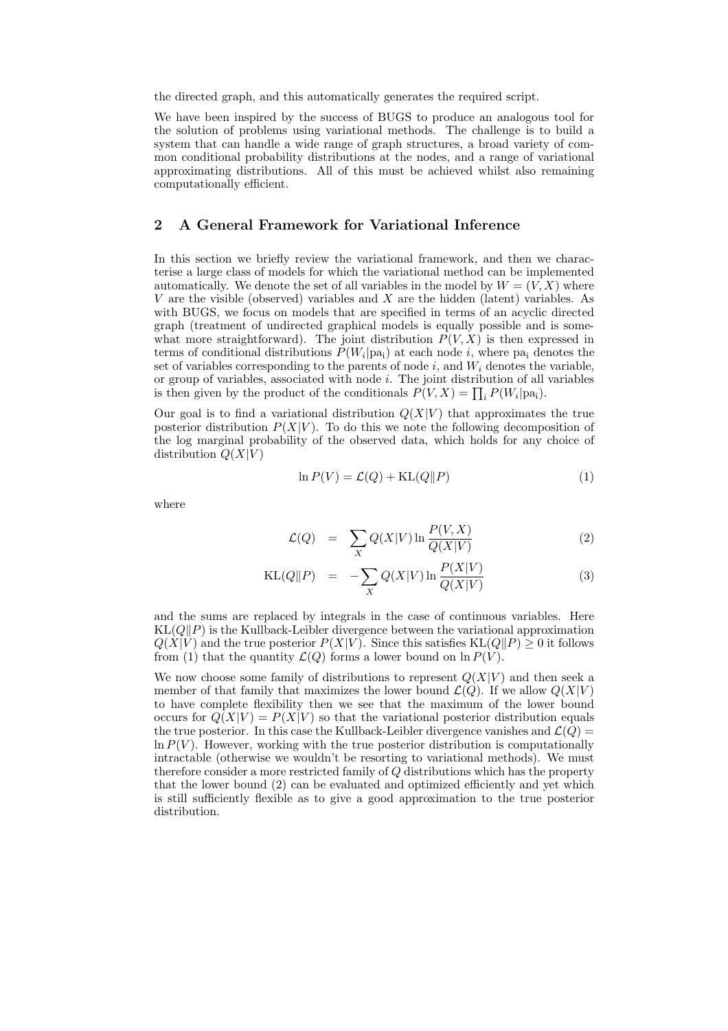the directed graph, and this automatically generates the required script.

We have been inspired by the success of BUGS to produce an analogous tool for the solution of problems using variational methods. The challenge is to build a system that can handle a wide range of graph structures, a broad variety of common conditional probability distributions at the nodes, and a range of variational approximating distributions. All of this must be achieved whilst also remaining computationally efficient.

## 2 A General Framework for Variational Inference

In this section we briefly review the variational framework, and then we characterise a large class of models for which the variational method can be implemented automatically. We denote the set of all variables in the model by $W = (V, X)$ where $V$ are the visible (observed) variables and $X$ are the hidden (latent) variables. As with BUGS, we focus on models that are specified in terms of an acyclic directed graph (treatment of undirected graphical models is equally possible and is somewhat more straightforward). The joint distribution $P(V, X)$ is then expressed in terms of conditional distributions $P(W_i|\mathrm{pa}_i)$ at each node $i$, where $\mathrm{pa}_i$ denotes the set of variables corresponding to the parents of node $i$, and $W_i$ denotes the variable, or group of variables, associated with node $i$. The joint distribution of all variables is then given by the product of the conditionals $P(V, X) = \prod_i P(W_i|\mathrm{pa}_i)$.

Our goal is to find a variational distribution $Q(X|V)$ that approximates the true posterior distribution $P(X|V)$. To do this we note the following decomposition of the log marginal probability of the observed data, which holds for any choice of distribution $Q(X|V)$

$$\ln P(V) = \mathcal{L}(Q) + \mathrm{KL}(Q\|P) \tag{1}$$

where

$$\mathcal{L}(Q) = \sum_X Q(X|V) \ln \frac{P(V, X)}{Q(X|V)} \tag{2}$$

$$\mathrm{KL}(Q\|P) = -\sum_X Q(X|V) \ln \frac{P(X|V)}{Q(X|V)} \tag{3}$$

and the sums are replaced by integrals in the case of continuous variables. Here $\mathrm{KL}(Q\|P)$ is the Kullback-Leibler divergence between the variational approximation $Q(X|V)$ and the true posterior $P(X|V)$. Since this satisfies $\mathrm{KL}(Q\|P) \geq 0$ it follows from (1) that the quantity $\mathcal{L}(Q)$ forms a lower bound on $\ln P(V)$.

We now choose some family of distributions to represent $Q(X|V)$ and then seek a member of that family that maximizes the lower bound $\mathcal{L}(Q)$. If we allow $Q(X|V)$ to have complete flexibility then we see that the maximum of the lower bound occurs for $Q(X|V) = P(X|V)$ so that the variational posterior distribution equals the true posterior. In this case the Kullback-Leibler divergence vanishes and $\mathcal{L}(Q) = \ln P(V)$. However, working with the true posterior distribution is computationally intractable (otherwise we wouldn't be resorting to variational methods). We must therefore consider a more restricted family of $Q$ distributions which has the property that the lower bound (2) can be evaluated and optimized efficiently and yet which is still sufficiently flexible as to give a good approximation to the true posterior distribution.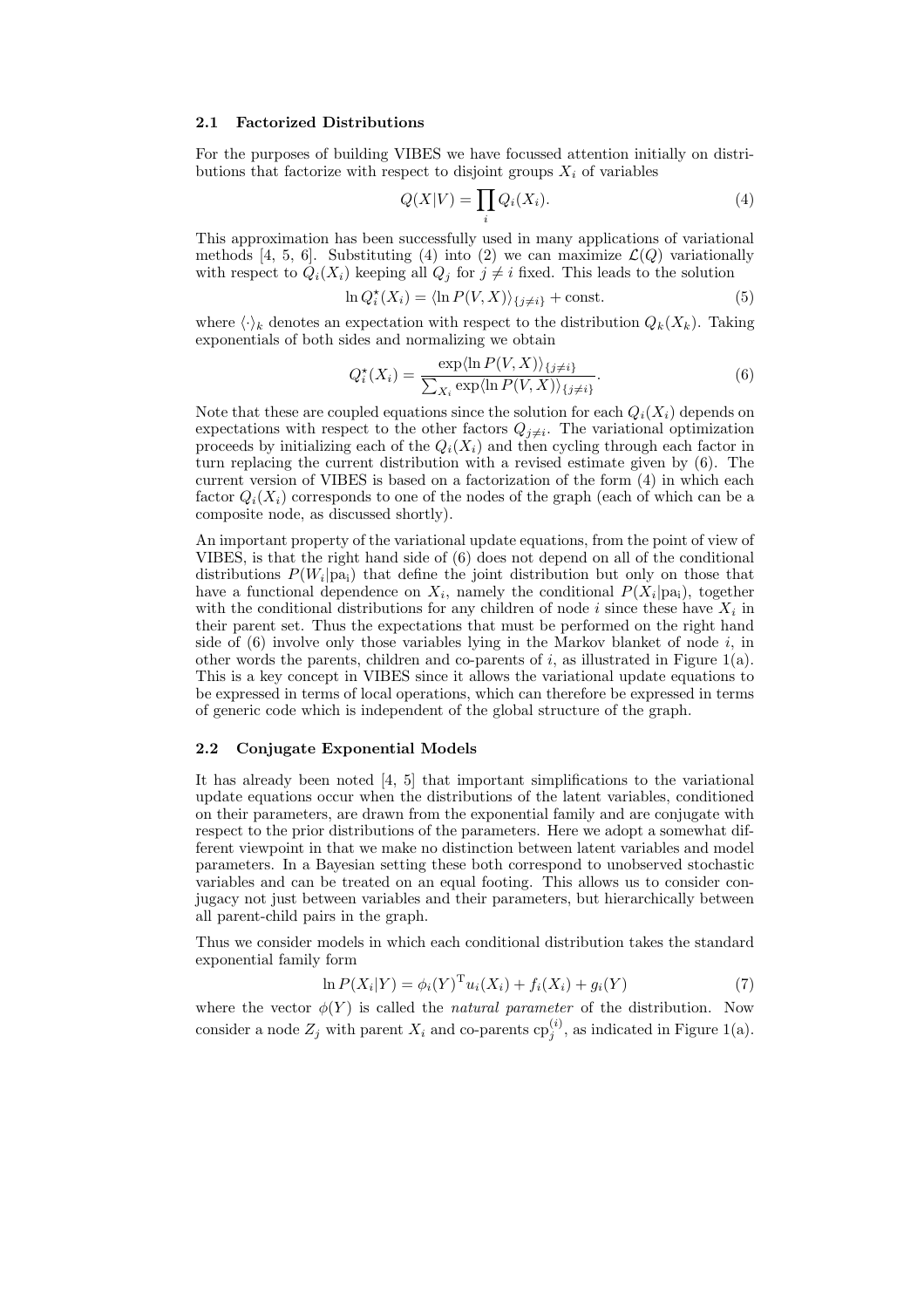### 2.1 Factorized Distributions

For the purposes of building VIBES we have focussed attention initially on distributions that factorize with respect to disjoint groups $X_i$ of variables

$$Q(X|V) = \prod_i Q_i(X_i). \tag{4}$$

This approximation has been successfully used in many applications of variational methods [4, 5, 6]. Substituting (4) into (2) we can maximize $\mathcal{L}(Q)$ variationally with respect to $Q_i(X_i)$ keeping all $Q_j$ for $j \neq i$ fixed. This leads to the solution

$$\ln Q_i^\star(X_i) = \langle \ln P(V, X) \rangle_{\{j \neq i\}} + \text{const.} \tag{5}$$

where $\langle \cdot \rangle_k$ denotes an expectation with respect to the distribution $Q_k(X_k)$. Taking exponentials of both sides and normalizing we obtain

$$Q_i^\star(X_i) = \frac{\exp\langle \ln P(V, X) \rangle_{\{j \neq i\}}}{\sum_{X_i} \exp\langle \ln P(V, X) \rangle_{\{j \neq i\}}}. \tag{6}$$

Note that these are coupled equations since the solution for each $Q_i(X_i)$ depends on expectations with respect to the other factors $Q_{j \neq i}$. The variational optimization proceeds by initializing each of the $Q_i(X_i)$ and then cycling through each factor in turn replacing the current distribution with a revised estimate given by (6). The current version of VIBES is based on a factorization of the form (4) in which each factor $Q_i(X_i)$ corresponds to one of the nodes of the graph (each of which can be a composite node, as discussed shortly).

An important property of the variational update equations, from the point of view of VIBES, is that the right hand side of (6) does not depend on all of the conditional distributions $P(W_i|\text{pa}_i)$ that define the joint distribution but only on those that have a functional dependence on $X_i$, namely the conditional $P(X_i|\text{pa}_i)$, together with the conditional distributions for any children of node $i$ since these have $X_i$ in their parent set. Thus the expectations that must be performed on the right hand side of (6) involve only those variables lying in the Markov blanket of node $i$, in other words the parents, children and co-parents of $i$, as illustrated in Figure 1(a). This is a key concept in VIBES since it allows the variational update equations to be expressed in terms of local operations, which can therefore be expressed in terms of generic code which is independent of the global structure of the graph.

### 2.2 Conjugate Exponential Models

It has already been noted [4, 5] that important simplifications to the variational update equations occur when the distributions of the latent variables, conditioned on their parameters, are drawn from the exponential family and are conjugate with respect to the prior distributions of the parameters. Here we adopt a somewhat different viewpoint in that we make no distinction between latent variables and model parameters. In a Bayesian setting these both correspond to unobserved stochastic variables and can be treated on an equal footing. This allows us to consider conjugacy not just between variables and their parameters, but hierarchically between all parent-child pairs in the graph.

Thus we consider models in which each conditional distribution takes the standard exponential family form

$$\ln P(X_i|Y) = \phi_i(Y)^{\mathrm{T}} u_i(X_i) + f_i(X_i) + g_i(Y) \tag{7}$$

where the vector $\phi(Y)$ is called the *natural parameter* of the distribution. Now consider a node $Z_j$ with parent $X_i$ and co-parents $\text{cp}_j^{(i)}$, as indicated in Figure 1(a).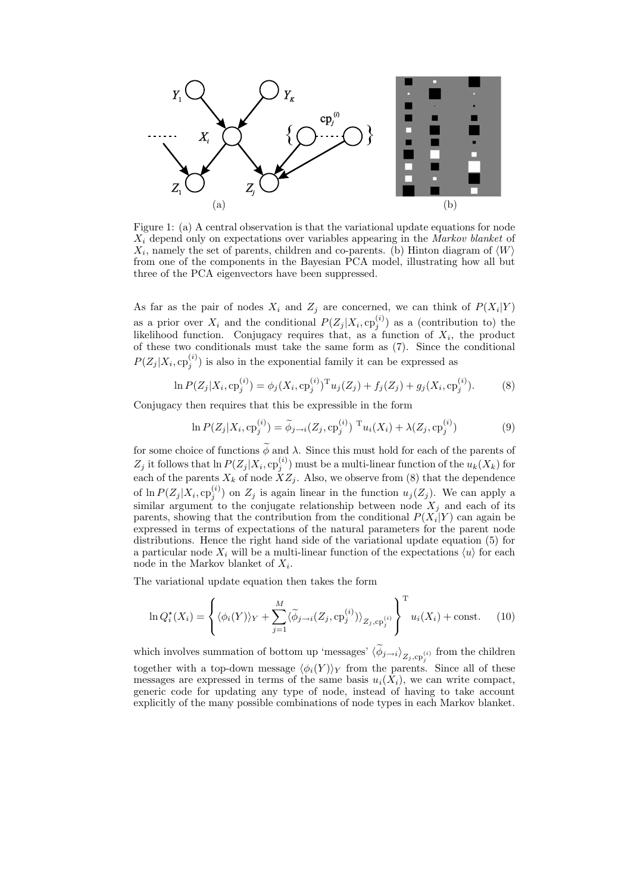Figure 1: (a) A central observation is that the variational update equations for node $X_i$ depend only on expectations over variables appearing in the *Markov blanket* of $X_i$, namely the set of parents, children and co-parents. (b) Hinton diagram of $\langle W \rangle$ from one of the components in the Bayesian PCA model, illustrating how all but three of the PCA eigenvectors have been suppressed.

As far as the pair of nodes $X_i$ and $Z_j$ are concerned, we can think of $P(X_i|Y)$ as a prior over $X_i$ and the conditional $P(Z_j|X_i, \mathrm{cp}_j^{(i)})$ as a (contribution to) the likelihood function. Conjugacy requires that, as a function of $X_i$, the product of these two conditionals must take the same form as (7). Since the conditional $P(Z_j|X_i, \mathrm{cp}_j^{(i)})$ is also in the exponential family it can be expressed as

$$\ln P(Z_j|X_i, \mathrm{cp}_j^{(i)}) = \phi_j(X_i, \mathrm{cp}_j^{(i)})^{\mathrm{T}} u_j(Z_j) + f_j(Z_j) + g_j(X_i, \mathrm{cp}_j^{(i)}). \tag{8}$$

Conjugacy then requires that this be expressible in the form

$$\ln P(Z_j|X_i, \mathrm{cp}_j^{(i)}) = \widetilde{\phi}_{j \to i}(Z_j, \mathrm{cp}_j^{(i)})^{\mathrm{T}} u_i(X_i) + \lambda(Z_j, \mathrm{cp}_j^{(i)}) \tag{9}$$

for some choice of functions $\widetilde{\phi}$ and $\lambda$. Since this must hold for each of the parents of $Z_j$ it follows that $\ln P(Z_j|X_i, \mathrm{cp}_j^{(i)})$ must be a multi-linear function of the $u_k(X_k)$ for each of the parents $X_k$ of node $XZ_j$. Also, we observe from (8) that the dependence of $\ln P(Z_j|X_i, \mathrm{cp}_j^{(i)})$ on $Z_j$ is again linear in the function $u_j(Z_j)$. We can apply a similar argument to the conjugate relationship between node $X_j$ and each of its parents, showing that the contribution from the conditional $P(X_i|Y)$ can again be expressed in terms of expectations of the natural parameters for the parent node distributions. Hence the right hand side of the variational update equation (5) for a particular node $X_i$ will be a multi-linear function of the expectations $\langle u \rangle$ for each node in the Markov blanket of $X_i$.

The variational update equation then takes the form

$$\ln Q_i^{\star}(X_i) = \left\{ \langle \phi_i(Y) \rangle_Y + \sum_{j=1}^{M} \langle \widetilde{\phi}_{j \to i}(Z_j, \mathrm{cp}_j^{(i)}) \rangle_{Z_j, \mathrm{cp}_j^{(i)}} \right\}^{\mathrm{T}} u_i(X_i) + \mathrm{const.} \tag{10}$$

which involves summation of bottom up 'messages' $\langle \widetilde{\phi}_{j \to i} \rangle_{Z_j, \mathrm{cp}_j^{(i)}}$ from the children together with a top-down message $\langle \phi_i(Y) \rangle_Y$ from the parents. Since all of these messages are expressed in terms of the same basis $u_i(X_i)$, we can write compact, generic code for updating any type of node, instead of having to take account explicitly of the many possible combinations of node types in each Markov blanket.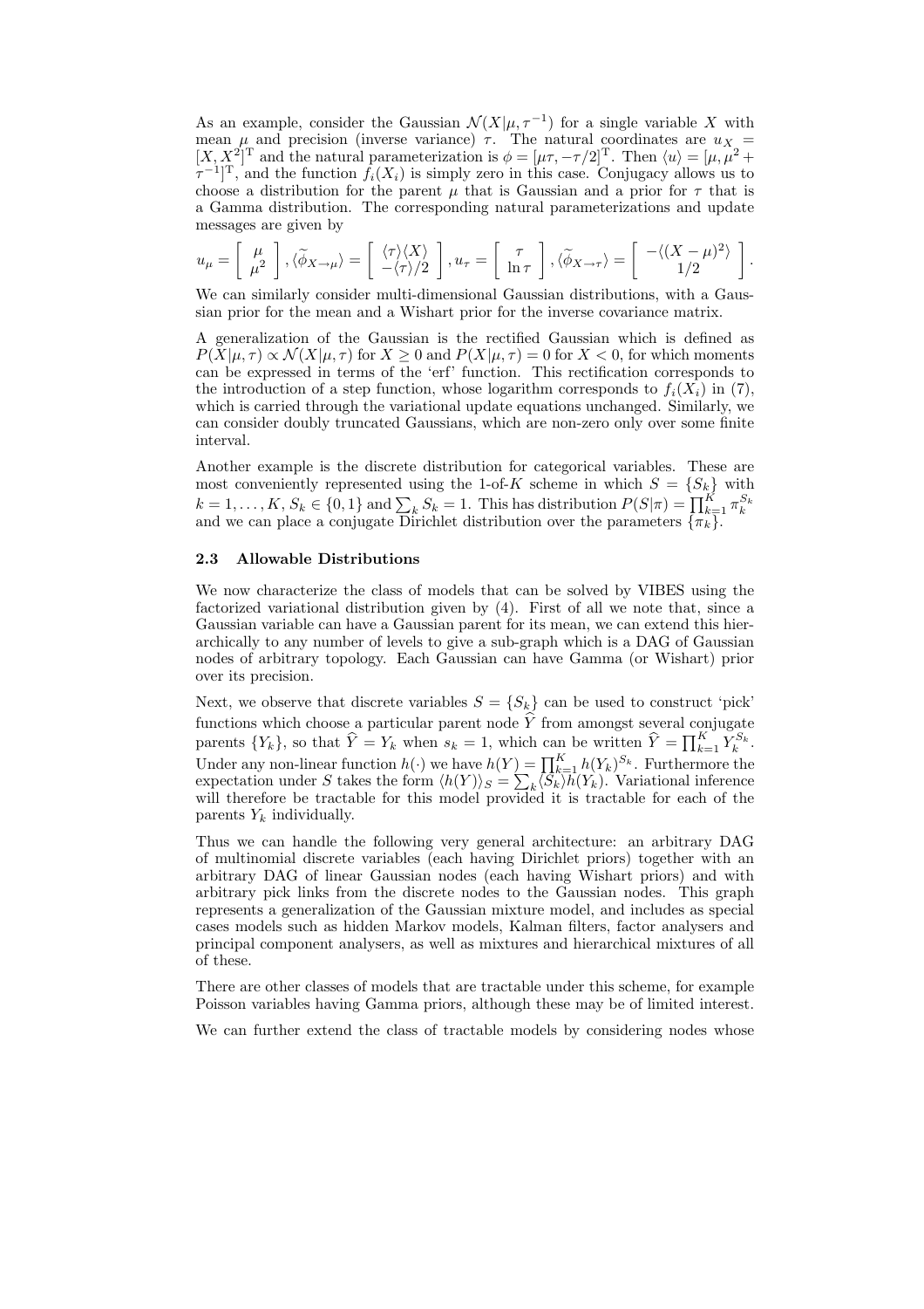As an example, consider the Gaussian $\mathcal{N}(X|\mu, \tau^{-1})$ for a single variable $X$ with mean $\mu$ and precision (inverse variance) $\tau$. The natural coordinates are $u_X = [X, X^2]^{\mathrm{T}}$ and the natural parameterization is $\phi = [\mu\tau, -\tau/2]^{\mathrm{T}}$. Then $\langle u \rangle = [\mu, \mu^2 + \tau^{-1}]^{\mathrm{T}}$, and the function $f_i(X_i)$ is simply zero in this case. Conjugacy allows us to choose a distribution for the parent $\mu$ that is Gaussian and a prior for $\tau$ that is a Gamma distribution. The corresponding natural parameterizations and update messages are given by

$$u_\mu = \begin{bmatrix} \mu \\ \mu^2 \end{bmatrix}, \langle \widetilde{\phi}_{X\to\mu} \rangle = \begin{bmatrix} \langle\tau\rangle\langle X\rangle \\ -\langle\tau\rangle/2 \end{bmatrix}, u_\tau = \begin{bmatrix} \tau \\ \ln\tau \end{bmatrix}, \langle \widetilde{\phi}_{X\to\tau} \rangle = \begin{bmatrix} -\langle (X-\mu)^2 \rangle \\ 1/2 \end{bmatrix}.$$

We can similarly consider multi-dimensional Gaussian distributions, with a Gaussian prior for the mean and a Wishart prior for the inverse covariance matrix.

A generalization of the Gaussian is the rectified Gaussian which is defined as $P(X|\mu, \tau) \propto \mathcal{N}(X|\mu, \tau)$ for $X \geq 0$ and $P(X|\mu, \tau) = 0$ for $X < 0$, for which moments can be expressed in terms of the 'erf' function. This rectification corresponds to the introduction of a step function, whose logarithm corresponds to $f_i(X_i)$ in (7), which is carried through the variational update equations unchanged. Similarly, we can consider doubly truncated Gaussians, which are non-zero only over some finite interval.

Another example is the discrete distribution for categorical variables. These are most conveniently represented using the 1-of-$K$ scheme in which $S = \{S_k\}$ with $k = 1, \ldots, K$, $S_k \in \{0, 1\}$ and $\sum_k S_k = 1$. This has distribution $P(S|\pi) = \prod_{k=1}^{K} \pi_k^{S_k}$ and we can place a conjugate Dirichlet distribution over the parameters $\{\pi_k\}$.

### 2.3 Allowable Distributions

We now characterize the class of models that can be solved by VIBES using the factorized variational distribution given by (4). First of all we note that, since a Gaussian variable can have a Gaussian parent for its mean, we can extend this hierarchically to any number of levels to give a sub-graph which is a DAG of Gaussian nodes of arbitrary topology. Each Gaussian can have Gamma (or Wishart) prior over its precision.

Next, we observe that discrete variables $S = \{S_k\}$ can be used to construct 'pick' functions which choose a particular parent node $\widehat{Y}$ from amongst several conjugate parents $\{Y_k\}$, so that $\widehat{Y} = Y_k$ when $s_k = 1$, which can be written $\widehat{Y} = \prod_{k=1}^{K} Y_k^{S_k}$. Under any non-linear function $h(\cdot)$ we have $h(Y) = \prod_{k=1}^{K} h(Y_k)^{S_k}$. Furthermore the expectation under $S$ takes the form $\langle h(Y) \rangle_S = \sum_k \langle S_k \rangle h(Y_k)$. Variational inference will therefore be tractable for this model provided it is tractable for each of the parents $Y_k$ individually.

Thus we can handle the following very general architecture: an arbitrary DAG of multinomial discrete variables (each having Dirichlet priors) together with an arbitrary DAG of linear Gaussian nodes (each having Wishart priors) and with arbitrary pick links from the discrete nodes to the Gaussian nodes. This graph represents a generalization of the Gaussian mixture model, and includes as special cases models such as hidden Markov models, Kalman filters, factor analysers and principal component analysers, as well as mixtures and hierarchical mixtures of all of these.

There are other classes of models that are tractable under this scheme, for example Poisson variables having Gamma priors, although these may be of limited interest.

We can further extend the class of tractable models by considering nodes whose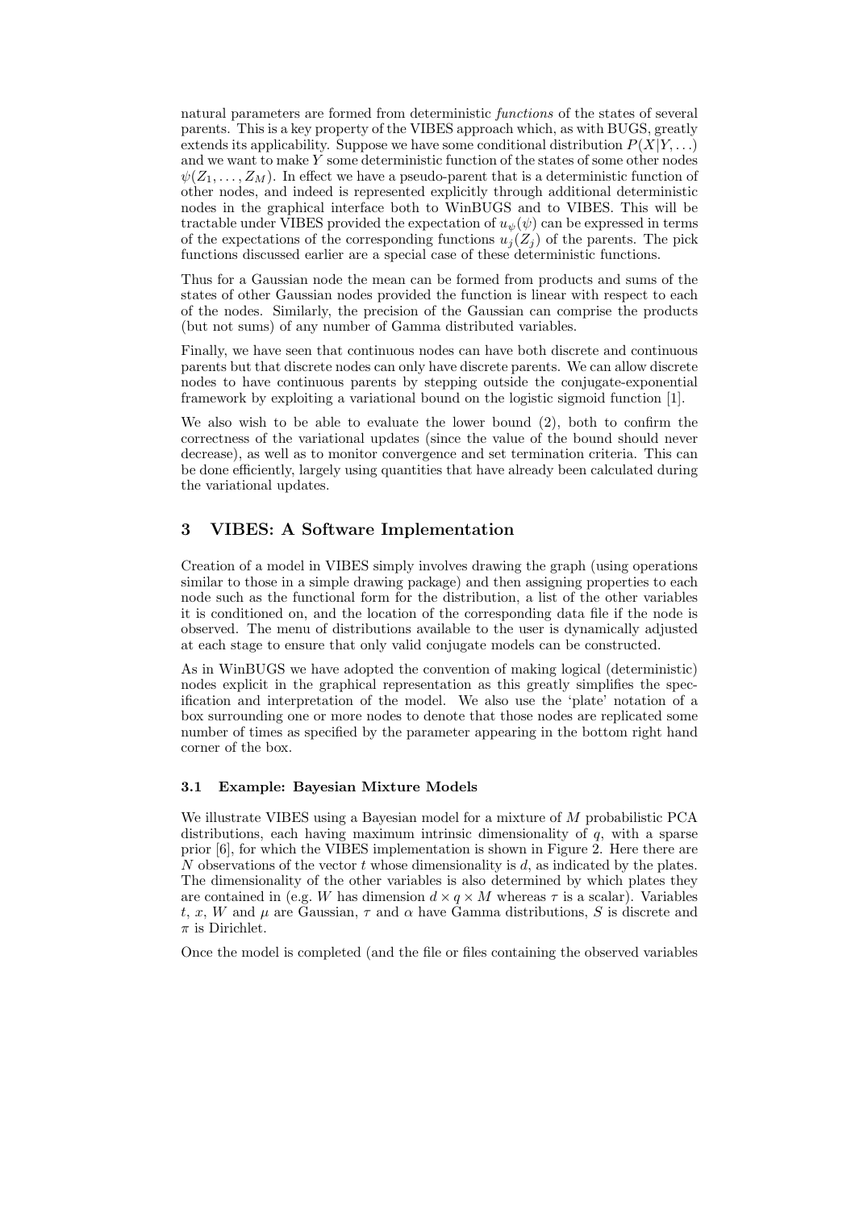natural parameters are formed from deterministic *functions* of the states of several parents. This is a key property of the VIBES approach which, as with BUGS, greatly extends its applicability. Suppose we have some conditional distribution $P(X|Y, \ldots)$ and we want to make $Y$ some deterministic function of the states of some other nodes $\psi(Z_1, \ldots, Z_M)$. In effect we have a pseudo-parent that is a deterministic function of other nodes, and indeed is represented explicitly through additional deterministic nodes in the graphical interface both to WinBUGS and to VIBES. This will be tractable under VIBES provided the expectation of $u_\psi(\psi)$ can be expressed in terms of the expectations of the corresponding functions $u_j(Z_j)$ of the parents. The pick functions discussed earlier are a special case of these deterministic functions.

Thus for a Gaussian node the mean can be formed from products and sums of the states of other Gaussian nodes provided the function is linear with respect to each of the nodes. Similarly, the precision of the Gaussian can comprise the products (but not sums) of any number of Gamma distributed variables.

Finally, we have seen that continuous nodes can have both discrete and continuous parents but that discrete nodes can only have discrete parents. We can allow discrete nodes to have continuous parents by stepping outside the conjugate-exponential framework by exploiting a variational bound on the logistic sigmoid function [1].

We also wish to be able to evaluate the lower bound (2), both to confirm the correctness of the variational updates (since the value of the bound should never decrease), as well as to monitor convergence and set termination criteria. This can be done efficiently, largely using quantities that have already been calculated during the variational updates.

## 3 VIBES: A Software Implementation

Creation of a model in VIBES simply involves drawing the graph (using operations similar to those in a simple drawing package) and then assigning properties to each node such as the functional form for the distribution, a list of the other variables it is conditioned on, and the location of the corresponding data file if the node is observed. The menu of distributions available to the user is dynamically adjusted at each stage to ensure that only valid conjugate models can be constructed.

As in WinBUGS we have adopted the convention of making logical (deterministic) nodes explicit in the graphical representation as this greatly simplifies the specification and interpretation of the model. We also use the 'plate' notation of a box surrounding one or more nodes to denote that those nodes are replicated some number of times as specified by the parameter appearing in the bottom right hand corner of the box.

### 3.1 Example: Bayesian Mixture Models

We illustrate VIBES using a Bayesian model for a mixture of $M$ probabilistic PCA distributions, each having maximum intrinsic dimensionality of $q$, with a sparse prior [6], for which the VIBES implementation is shown in Figure 2. Here there are $N$ observations of the vector $t$ whose dimensionality is $d$, as indicated by the plates. The dimensionality of the other variables is also determined by which plates they are contained in (e.g. $W$ has dimension $d \times q \times M$ whereas $\tau$ is a scalar). Variables $t$, $x$, $W$ and $\mu$ are Gaussian, $\tau$ and $\alpha$ have Gamma distributions, $S$ is discrete and $\pi$ is Dirichlet.

Once the model is completed (and the file or files containing the observed variables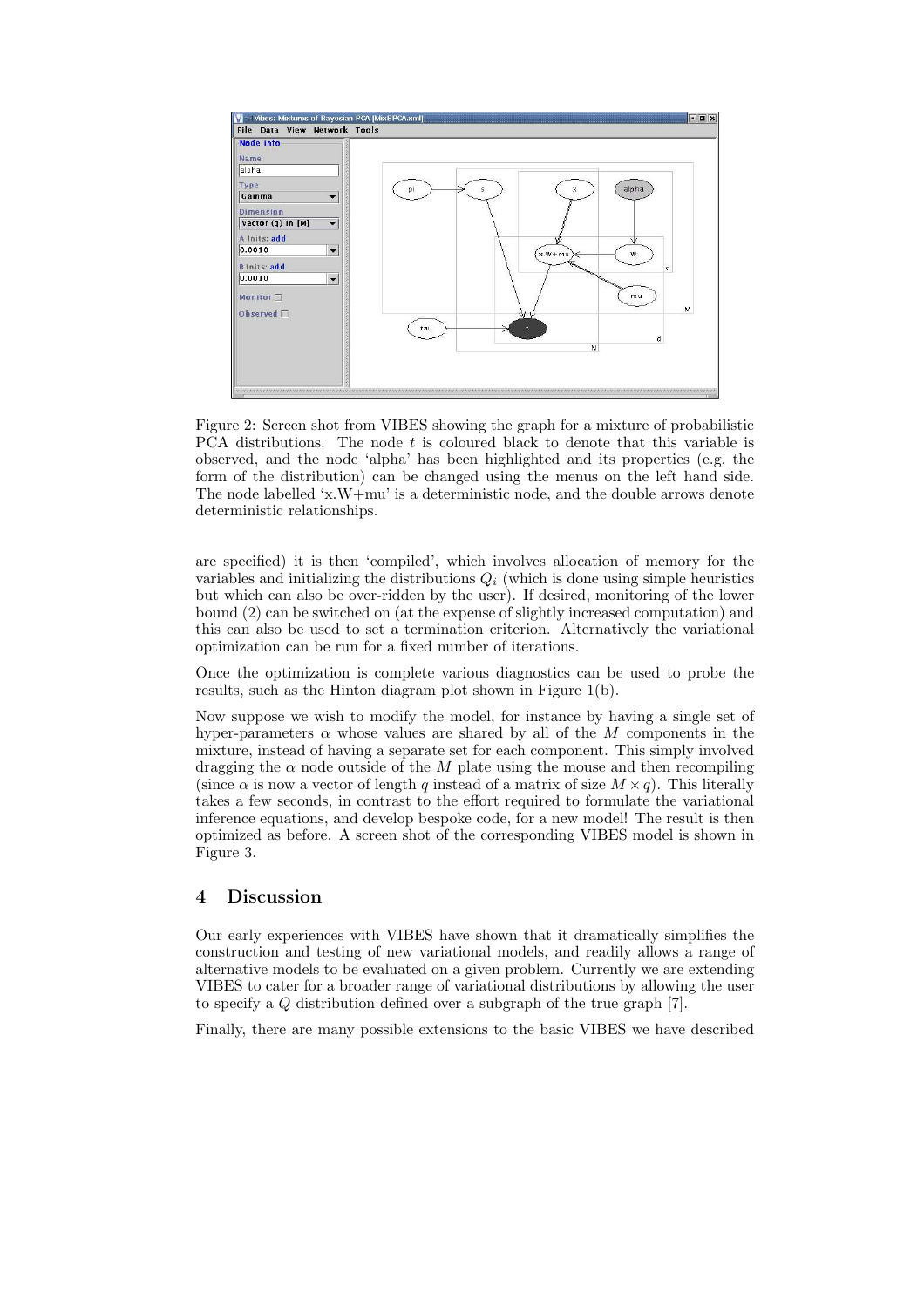Figure 2: Screen shot from VIBES showing the graph for a mixture of probabilistic PCA distributions. The node $t$ is coloured black to denote that this variable is observed, and the node 'alpha' has been highlighted and its properties (e.g. the form of the distribution) can be changed using the menus on the left hand side. The node labelled 'x.W+mu' is a deterministic node, and the double arrows denote deterministic relationships.

are specified) it is then 'compiled', which involves allocation of memory for the variables and initializing the distributions $Q_i$ (which is done using simple heuristics but which can also be over-ridden by the user). If desired, monitoring of the lower bound (2) can be switched on (at the expense of slightly increased computation) and this can also be used to set a termination criterion. Alternatively the variational optimization can be run for a fixed number of iterations.

Once the optimization is complete various diagnostics can be used to probe the results, such as the Hinton diagram plot shown in Figure 1(b).

Now suppose we wish to modify the model, for instance by having a single set of hyper-parameters $\alpha$ whose values are shared by all of the $M$ components in the mixture, instead of having a separate set for each component. This simply involved dragging the $\alpha$ node outside of the $M$ plate using the mouse and then recompiling (since $\alpha$ is now a vector of length $q$ instead of a matrix of size $M \times q$). This literally takes a few seconds, in contrast to the effort required to formulate the variational inference equations, and develop bespoke code, for a new model! The result is then optimized as before. A screen shot of the corresponding VIBES model is shown in Figure 3.

## 4 Discussion

Our early experiences with VIBES have shown that it dramatically simplifies the construction and testing of new variational models, and readily allows a range of alternative models to be evaluated on a given problem. Currently we are extending VIBES to cater for a broader range of variational distributions by allowing the user to specify a $Q$ distribution defined over a subgraph of the true graph [7].

Finally, there are many possible extensions to the basic VIBES we have described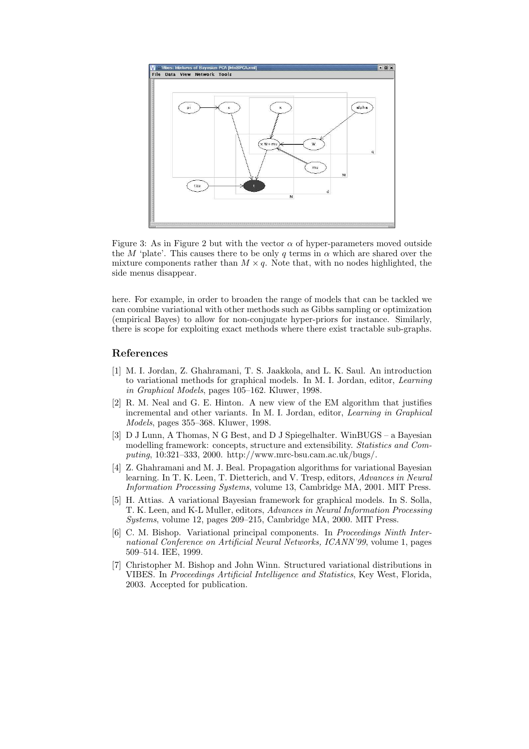Vibes: Mixtures of Bayesian PCA [MixBPCA.xml]

File Data View Network Tools

pi

s

x

alpha

x.W+mu

W

q

mu

M

tau

t

d

N

Figure 3: As in Figure 2 but with the vector $\alpha$ of hyper-parameters moved outside the $M$ 'plate'. This causes there to be only $q$ terms in $\alpha$ which are shared over the mixture components rather than $M \times q$. Note that, with no nodes highlighted, the side menus disappear.

here. For example, in order to broaden the range of models that can be tackled we can combine variational with other methods such as Gibbs sampling or optimization (empirical Bayes) to allow for non-conjugate hyper-priors for instance. Similarly, there is scope for exploiting exact methods where there exist tractable sub-graphs.

## References

[1] M. I. Jordan, Z. Ghahramani, T. S. Jaakkola, and L. K. Saul. An introduction to variational methods for graphical models. In M. I. Jordan, editor, *Learning in Graphical Models*, pages 105–162. Kluwer, 1998.

[2] R. M. Neal and G. E. Hinton. A new view of the EM algorithm that justifies incremental and other variants. In M. I. Jordan, editor, *Learning in Graphical Models*, pages 355–368. Kluwer, 1998.

[3] D J Lunn, A Thomas, N G Best, and D J Spiegelhalter. WinBUGS – a Bayesian modelling framework: concepts, structure and extensibility. *Statistics and Computing*, 10:321–333, 2000. http://www.mrc-bsu.cam.ac.uk/bugs/.

[4] Z. Ghahramani and M. J. Beal. Propagation algorithms for variational Bayesian learning. In T. K. Leen, T. Dietterich, and V. Tresp, editors, *Advances in Neural Information Processing Systems*, volume 13, Cambridge MA, 2001. MIT Press.

[5] H. Attias. A variational Bayesian framework for graphical models. In S. Solla, T. K. Leen, and K-L Muller, editors, *Advances in Neural Information Processing Systems*, volume 12, pages 209–215, Cambridge MA, 2000. MIT Press.

[6] C. M. Bishop. Variational principal components. In *Proceedings Ninth International Conference on Artificial Neural Networks, ICANN'99*, volume 1, pages 509–514. IEE, 1999.

[7] Christopher M. Bishop and John Winn. Structured variational distributions in VIBES. In *Proceedings Artificial Intelligence and Statistics*, Key West, Florida, 2003. Accepted for publication.